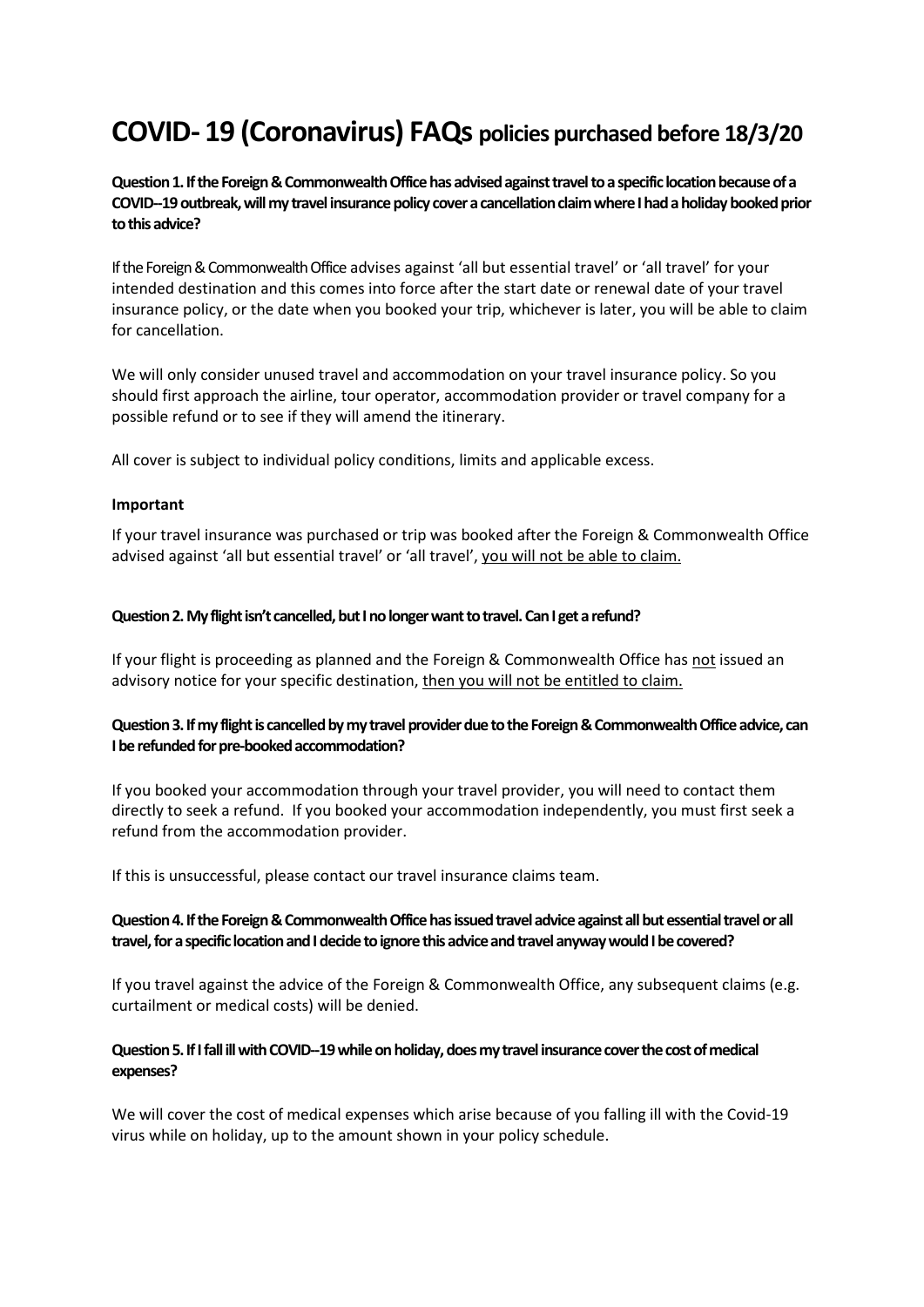# COVID- 19 (Coronavirus) FAQs policies purchased before 18/3/20

**Question 1. If the Foreign & Commonwealth Office has advised against travel to a specific location because of a COVID--19 outbreak, will my travel insurance policy cover a cancellation claim where I had a holiday booked prior to this advice?**

If the Foreign & Commonwealth Office advises against 'all but essential travel' or 'all travel' for your intended destination and this comes into force after the start date or renewal date of your travel insurance policy, or the date when you booked your trip, whichever is later, you will be able to claim for cancellation.

We will only consider unused travel and accommodation on your travel insurance policy. So you should first approach the airline, tour operator, accommodation provider or travel company for a possible refund or to see if they will amend the itinerary.

All cover is subject to individual policy conditions, limits and applicable excess.

**Important**

If your travel insurance was purchased or trip was booked after the Foreign & Commonwealth Office advised against 'all but essential travel' or 'all travel', <u>you will not be able to claim.</u>

**Question 2. My flight isn't cancelled, but I no longer want to travel. Can I get a refund?**

If your flight is proceeding as planned and the Foreign & Commonwealth Office has <u>not</u> issued an advisory notice for your specific destination, <u>then you will not be entitled to claim.</u>

**Question 3. If my flight is cancelled by my travel provider due to the Foreign & Commonwealth Office advice, can I be refunded for pre-booked accommodation?**

If you booked your accommodation through your travel provider, you will need to contact them directly to seek a refund. If you booked your accommodation independently, you must first seek a refund from the accommodation provider.

If this is unsuccessful, please contact our travel insurance claims team.

**Question 4. If the Foreign & Commonwealth Office has issued travel advice against all but essential travel or all travel, for a specific location and I decide to ignore this advice and travel anyway would I be covered?**

If you travel against the advice of the Foreign & Commonwealth Office, any subsequent claims (e.g. curtailment or medical costs) will be denied.

**Question 5. If I fall ill with COVID--19 while on holiday, does my travel insurance cover the cost of medical expenses?**

We will cover the cost of medical expenses which arise because of you falling ill with the Covid-19 virus while on holiday, up to the amount shown in your policy schedule.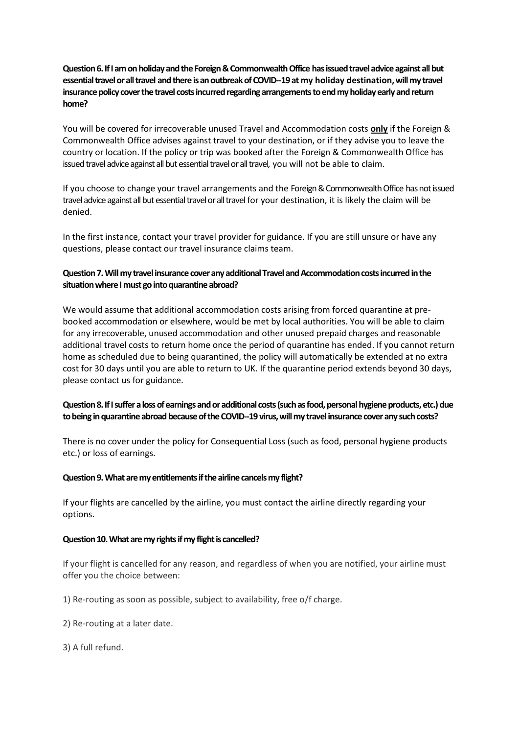**Question 6. If I am on holiday and the Foreign & Commonwealth Office has issued travel advice against all but essential travel or all travel and there is an outbreak of COVID–19 at my holiday destination, will my travel insurance policy cover the travel costs incurred regarding arrangements to end my holiday early and return home?**

You will be covered for irrecoverable unused Travel and Accommodation costs **only** if the Foreign & Commonwealth Office advises against travel to your destination, or if they advise you to leave the country or location. If the policy or trip was booked after the Foreign & Commonwealth Office has issued travel advice against all but essential travel or all travel, you will not be able to claim.

If you choose to change your travel arrangements and the Foreign & Commonwealth Office has not issued travel advice against all but essential travel or all travel for your destination, it is likely the claim will be denied.

In the first instance, contact your travel provider for guidance. If you are still unsure or have any questions, please contact our travel insurance claims team.

**Question 7. Will my travel insurance cover any additional Travel and Accommodation costs incurred in the situation where I must go into quarantine abroad?**

We would assume that additional accommodation costs arising from forced quarantine at pre-booked accommodation or elsewhere, would be met by local authorities. You will be able to claim for any irrecoverable, unused accommodation and other unused prepaid charges and reasonable additional travel costs to return home once the period of quarantine has ended. If you cannot return home as scheduled due to being quarantined, the policy will automatically be extended at no extra cost for 30 days until you are able to return to UK. If the quarantine period extends beyond 30 days, please contact us for guidance.

**Question 8. If I suffer a loss of earnings and or additional costs (such as food, personal hygiene products, etc.) due to being in quarantine abroad because of the COVID–19 virus, will my travel insurance cover any such costs?**

There is no cover under the policy for Consequential Loss (such as food, personal hygiene products etc.) or loss of earnings.

**Question 9. What are my entitlements if the airline cancels my flight?**

If your flights are cancelled by the airline, you must contact the airline directly regarding your options.

**Question 10. What are my rights if my flight is cancelled?**

If your flight is cancelled for any reason, and regardless of when you are notified, your airline must offer you the choice between:

1) Re-routing as soon as possible, subject to availability, free o/f charge.

2) Re-routing at a later date.

3) A full refund.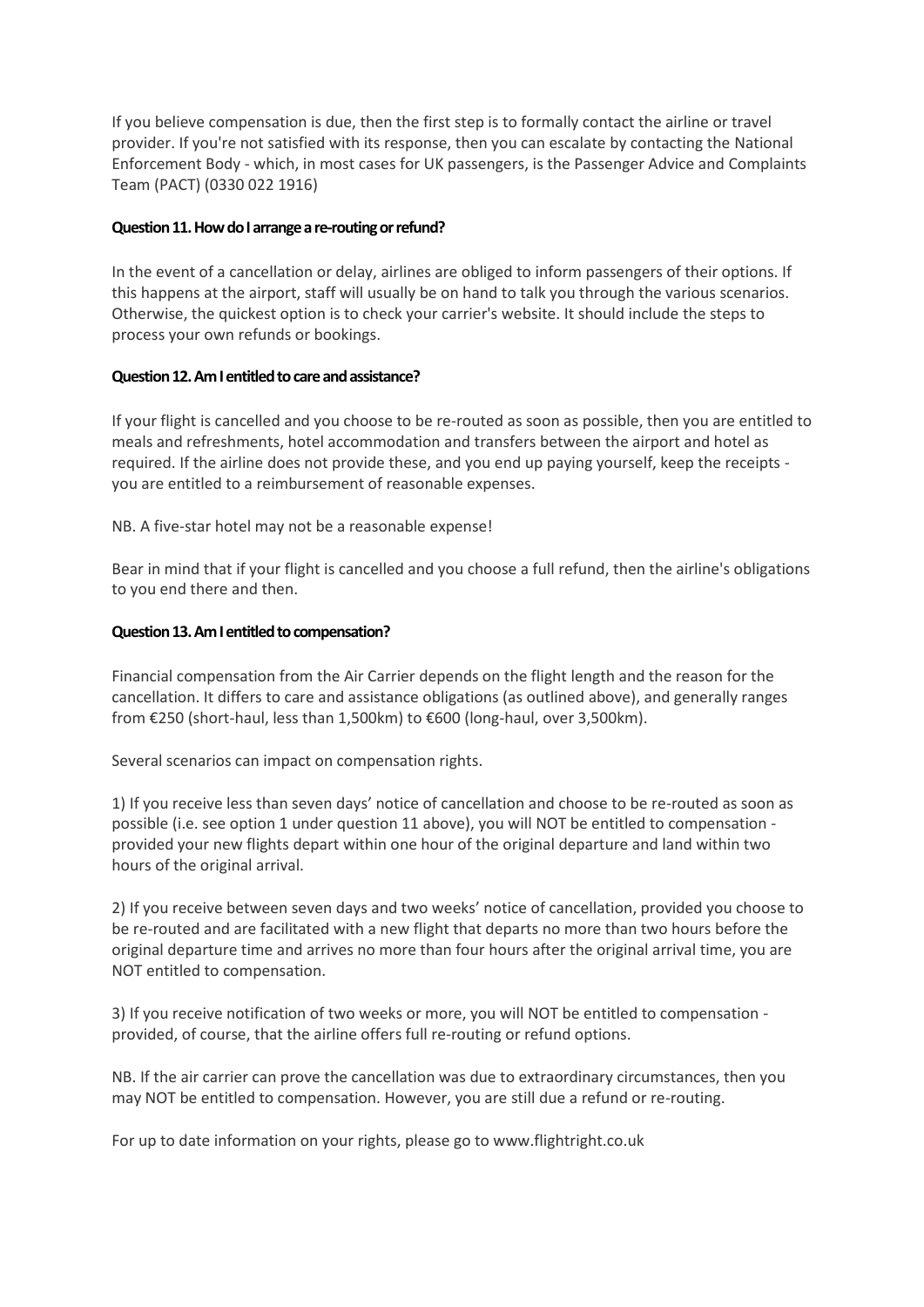If you believe compensation is due, then the first step is to formally contact the airline or travel provider. If you're not satisfied with its response, then you can escalate by contacting the National Enforcement Body - which, in most cases for UK passengers, is the Passenger Advice and Complaints Team (PACT) (0330 022 1916)

**Question 11. How do I arrange a re-routing or refund?**

In the event of a cancellation or delay, airlines are obliged to inform passengers of their options. If this happens at the airport, staff will usually be on hand to talk you through the various scenarios. Otherwise, the quickest option is to check your carrier's website. It should include the steps to process your own refunds or bookings.

**Question 12. Am I entitled to care and assistance?**

If your flight is cancelled and you choose to be re-routed as soon as possible, then you are entitled to meals and refreshments, hotel accommodation and transfers between the airport and hotel as required. If the airline does not provide these, and you end up paying yourself, keep the receipts - you are entitled to a reimbursement of reasonable expenses.

NB. A five-star hotel may not be a reasonable expense!

Bear in mind that if your flight is cancelled and you choose a full refund, then the airline's obligations to you end there and then.

**Question 13. Am I entitled to compensation?**

Financial compensation from the Air Carrier depends on the flight length and the reason for the cancellation. It differs to care and assistance obligations (as outlined above), and generally ranges from €250 (short-haul, less than 1,500km) to €600 (long-haul, over 3,500km).

Several scenarios can impact on compensation rights.

1) If you receive less than seven days' notice of cancellation and choose to be re-routed as soon as possible (i.e. see option 1 under question 11 above), you will NOT be entitled to compensation - provided your new flights depart within one hour of the original departure and land within two hours of the original arrival.

2) If you receive between seven days and two weeks' notice of cancellation, provided you choose to be re-routed and are facilitated with a new flight that departs no more than two hours before the original departure time and arrives no more than four hours after the original arrival time, you are NOT entitled to compensation.

3) If you receive notification of two weeks or more, you will NOT be entitled to compensation - provided, of course, that the airline offers full re-routing or refund options.

NB. If the air carrier can prove the cancellation was due to extraordinary circumstances, then you may NOT be entitled to compensation. However, you are still due a refund or re-routing.

For up to date information on your rights, please go to www.flightright.co.uk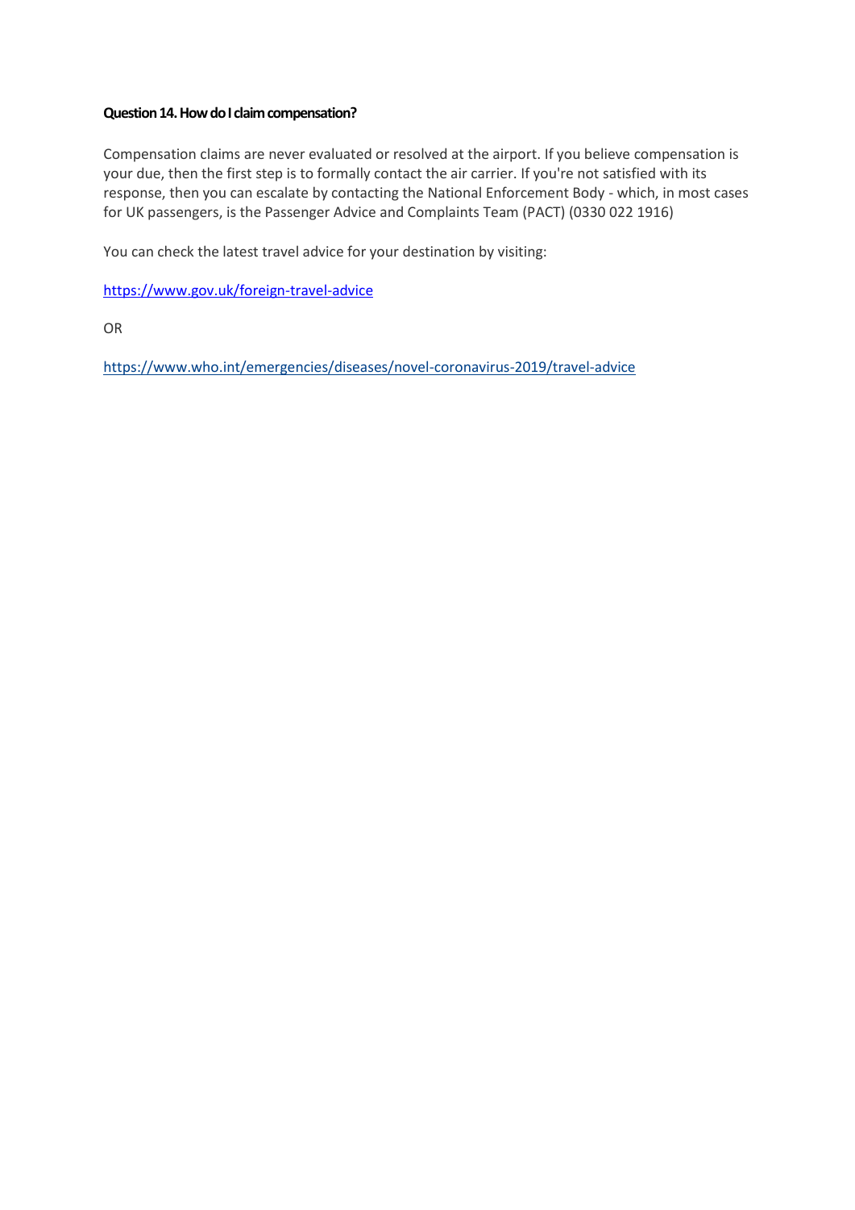**Question 14. How do I claim compensation?**

Compensation claims are never evaluated or resolved at the airport. If you believe compensation is your due, then the first step is to formally contact the air carrier. If you're not satisfied with its response, then you can escalate by contacting the National Enforcement Body - which, in most cases for UK passengers, is the Passenger Advice and Complaints Team (PACT) (0330 022 1916)

You can check the latest travel advice for your destination by visiting:

https://www.gov.uk/foreign-travel-advice

OR

https://www.who.int/emergencies/diseases/novel-coronavirus-2019/travel-advice